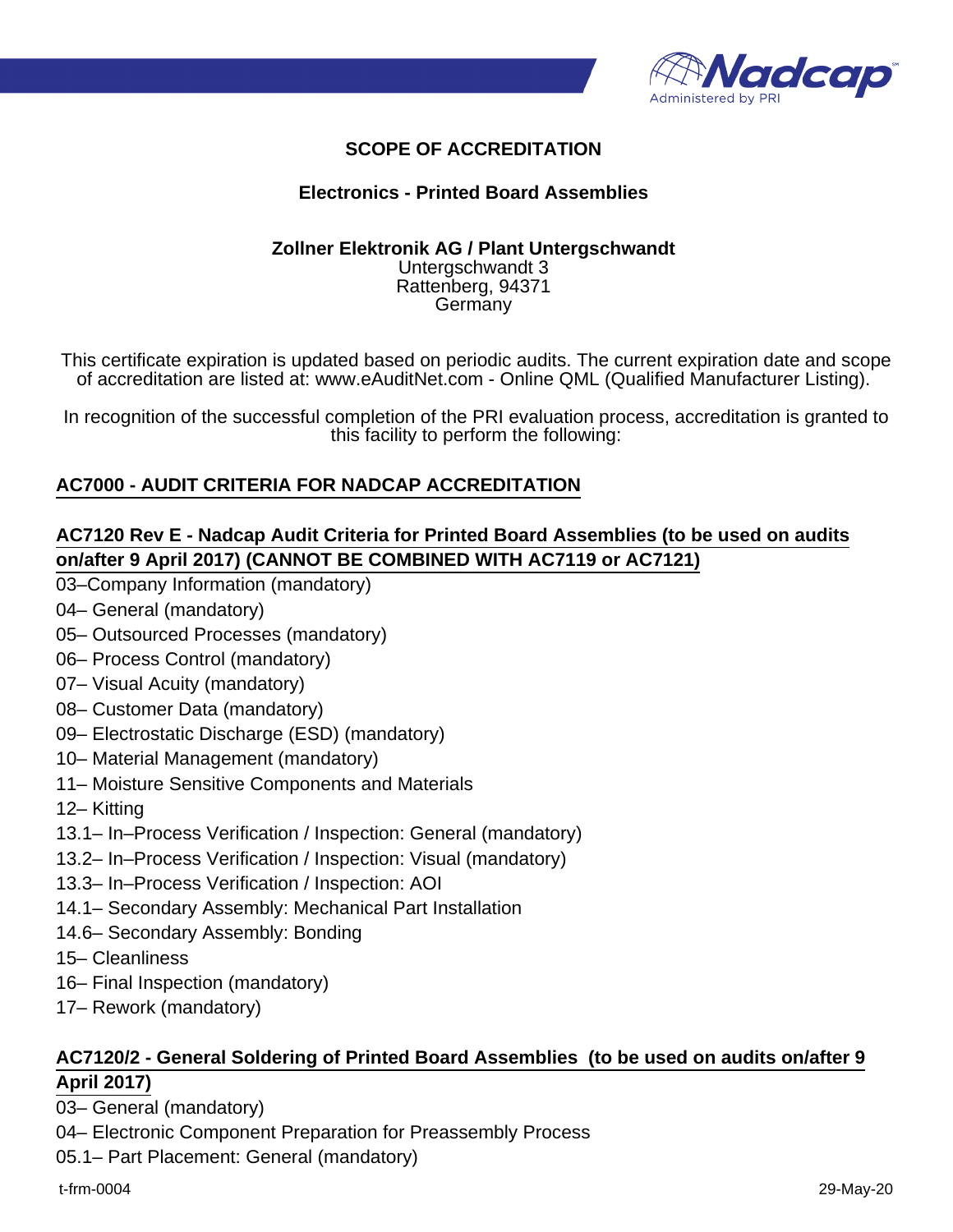# SCOPE OF ACCREDITATION

## Electronics - Printed Board Assemblies

**Zollner Elektronik AG / Plant Untergschwandt**
Untergschwandt 3
Rattenberg, 94371
Germany

This certificate expiration is updated based on periodic audits. The current expiration date and scope of accreditation are listed at: www.eAuditNet.com - Online QML (Qualified Manufacturer Listing).

In recognition of the successful completion of the PRI evaluation process, accreditation is granted to this facility to perform the following:

### AC7000 - AUDIT CRITERIA FOR NADCAP ACCREDITATION

### AC7120 Rev E - Nadcap Audit Criteria for Printed Board Assemblies (to be used on audits on/after 9 April 2017) (CANNOT BE COMBINED WITH AC7119 or AC7121)

03–Company Information (mandatory)
04– General (mandatory)
05– Outsourced Processes (mandatory)
06– Process Control (mandatory)
07– Visual Acuity (mandatory)
08– Customer Data (mandatory)
09– Electrostatic Discharge (ESD) (mandatory)
10– Material Management (mandatory)
11– Moisture Sensitive Components and Materials
12– Kitting
13.1– In–Process Verification / Inspection: General (mandatory)
13.2– In–Process Verification / Inspection: Visual (mandatory)
13.3– In–Process Verification / Inspection: AOI
14.1– Secondary Assembly: Mechanical Part Installation
14.6– Secondary Assembly: Bonding
15– Cleanliness
16– Final Inspection (mandatory)
17– Rework (mandatory)

### AC7120/2 - General Soldering of Printed Board Assemblies (to be used on audits on/after 9 April 2017)

03– General (mandatory)
04– Electronic Component Preparation for Preassembly Process
05.1– Part Placement: General (mandatory)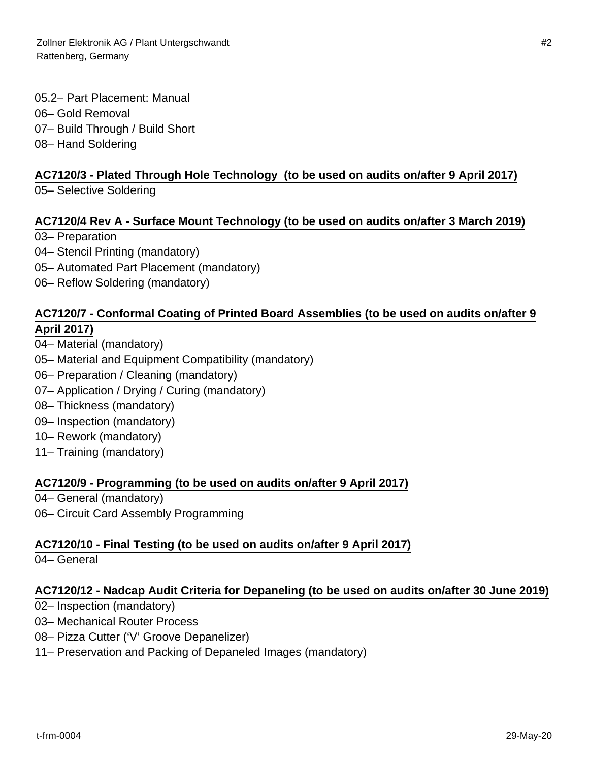05.2– Part Placement: Manual
06– Gold Removal
07– Build Through / Build Short
08– Hand Soldering

**AC7120/3 - Plated Through Hole Technology (to be used on audits on/after 9 April 2017)**

05– Selective Soldering

**AC7120/4 Rev A - Surface Mount Technology (to be used on audits on/after 3 March 2019)**

03– Preparation
04– Stencil Printing (mandatory)
05– Automated Part Placement (mandatory)
06– Reflow Soldering (mandatory)

**AC7120/7 - Conformal Coating of Printed Board Assemblies (to be used on audits on/after 9 April 2017)**

04– Material (mandatory)
05– Material and Equipment Compatibility (mandatory)
06– Preparation / Cleaning (mandatory)
07– Application / Drying / Curing (mandatory)
08– Thickness (mandatory)
09– Inspection (mandatory)
10– Rework (mandatory)
11– Training (mandatory)

**AC7120/9 - Programming (to be used on audits on/after 9 April 2017)**

04– General (mandatory)
06– Circuit Card Assembly Programming

**AC7120/10 - Final Testing (to be used on audits on/after 9 April 2017)**

04– General

**AC7120/12 - Nadcap Audit Criteria for Depaneling (to be used on audits on/after 30 June 2019)**

02– Inspection (mandatory)
03– Mechanical Router Process
08– Pizza Cutter ('V' Groove Depanelizer)
11– Preservation and Packing of Depaneled Images (mandatory)